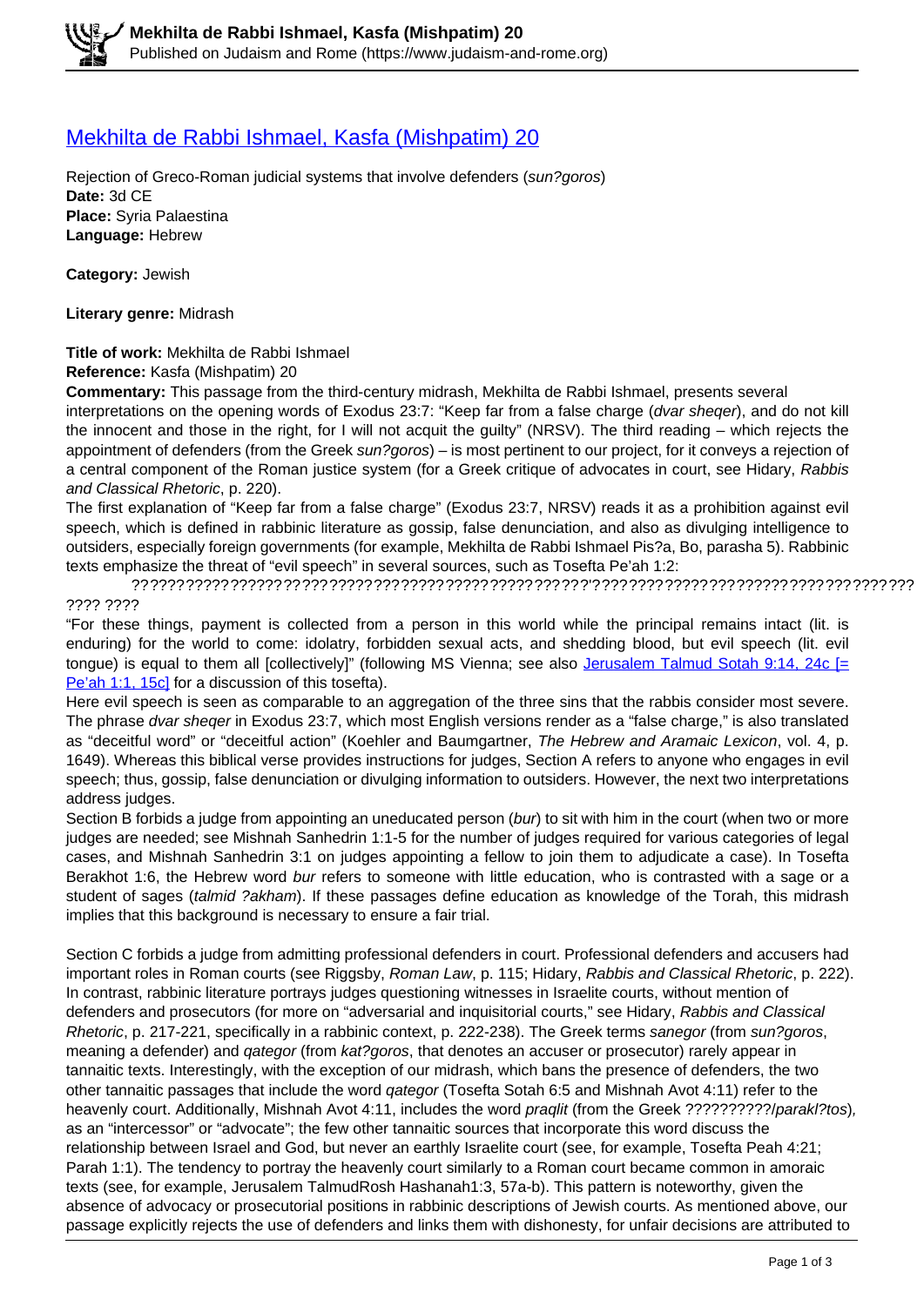# [Mekhilta de Rabbi Ishmael, Kasfa (Mishpatim) 20](https://www.judaism-and-rome.org)

Rejection of Greco-Roman judicial systems that involve defenders (*sun?goros*)
**Date:** 3d CE
**Place:** Syria Palaestina
**Language:** Hebrew

**Category:** Jewish

**Literary genre:** Midrash

**Title of work:** Mekhilta de Rabbi Ishmael
**Reference:** Kasfa (Mishpatim) 20
**Commentary:** This passage from the third-century midrash, Mekhilta de Rabbi Ishmael, presents several interpretations on the opening words of Exodus 23:7: "Keep far from a false charge (*dvar sheqer*), and do not kill the innocent and those in the right, for I will not acquit the guilty" (NRSV). The third reading – which rejects the appointment of defenders (from the Greek *sun?goros*) – is most pertinent to our project, for it conveys a rejection of a central component of the Roman justice system (for a Greek critique of advocates in court, see Hidary, *Rabbis and Classical Rhetoric*, p. 220).
The first explanation of "Keep far from a false charge" (Exodus 23:7, NRSV) reads it as a prohibition against evil speech, which is defined in rabbinic literature as gossip, false denunciation, and also as divulging intelligence to outsiders, especially foreign governments (for example, Mekhilta de Rabbi Ishmael Pis?a, Bo, parasha 5). Rabbinic texts emphasize the threat of "evil speech" in several sources, such as Tosefta Pe'ah 1:2:

?????????????????????????????????????????????????????'??????????????????????????????????????? ???? ????

"For these things, payment is collected from a person in this world while the principal remains intact (lit. is enduring) for the world to come: idolatry, forbidden sexual acts, and shedding blood, but evil speech (lit. evil tongue) is equal to them all [collectively]" (following MS Vienna; see also [Jerusalem Talmud Sotah 9:14, 24c [= Pe'ah 1:1, 15c]](https://www.judaism-and-rome.org) for a discussion of this tosefta).
Here evil speech is seen as comparable to an aggregation of the three sins that the rabbis consider most severe. The phrase *dvar sheqer* in Exodus 23:7, which most English versions render as a "false charge," is also translated as "deceitful word" or "deceitful action" (Koehler and Baumgartner, *The Hebrew and Aramaic Lexicon*, vol. 4, p. 1649). Whereas this biblical verse provides instructions for judges, Section A refers to anyone who engages in evil speech; thus, gossip, false denunciation or divulging information to outsiders. However, the next two interpretations address judges.
Section B forbids a judge from appointing an uneducated person (*bur*) to sit with him in the court (when two or more judges are needed; see Mishnah Sanhedrin 1:1-5 for the number of judges required for various categories of legal cases, and Mishnah Sanhedrin 3:1 on judges appointing a fellow to join them to adjudicate a case). In Tosefta Berakhot 1:6, the Hebrew word *bur* refers to someone with little education, who is contrasted with a sage or a student of sages (*talmid ?akham*). If these passages define education as knowledge of the Torah, this midrash implies that this background is necessary to ensure a fair trial.

Section C forbids a judge from admitting professional defenders in court. Professional defenders and accusers had important roles in Roman courts (see Riggsby, *Roman Law*, p. 115; Hidary, *Rabbis and Classical Rhetoric*, p. 222). In contrast, rabbinic literature portrays judges questioning witnesses in Israelite courts, without mention of defenders and prosecutors (for more on "adversarial and inquisitorial courts," see Hidary, *Rabbis and Classical Rhetoric*, p. 217-221, specifically in a rabbinic context, p. 222-238). The Greek terms *sanegor* (from *sun?goros*, meaning a defender) and *qategor* (from *kat?goros*, that denotes an accuser or prosecutor) rarely appear in tannaitic texts. Interestingly, with the exception of our midrash, which bans the presence of defenders, the two other tannaitic passages that include the word *qategor* (Tosefta Sotah 6:5 and Mishnah Avot 4:11) refer to the heavenly court. Additionally, Mishnah Avot 4:11, includes the word *praqlit* (from the Greek ??????????/*parakl?tos*), as an "intercessor" or "advocate"; the few other tannaitic sources that incorporate this word discuss the relationship between Israel and God, but never an earthly Israelite court (see, for example, Tosefta Peah 4:21; Parah 1:1). The tendency to portray the heavenly court similarly to a Roman court became common in amoraic texts (see, for example, Jerusalem TalmudRosh Hashanah1:3, 57a-b). This pattern is noteworthy, given the absence of advocacy or prosecutorial positions in rabbinic descriptions of Jewish courts. As mentioned above, our passage explicitly rejects the use of defenders and links them with dishonesty, for unfair decisions are attributed to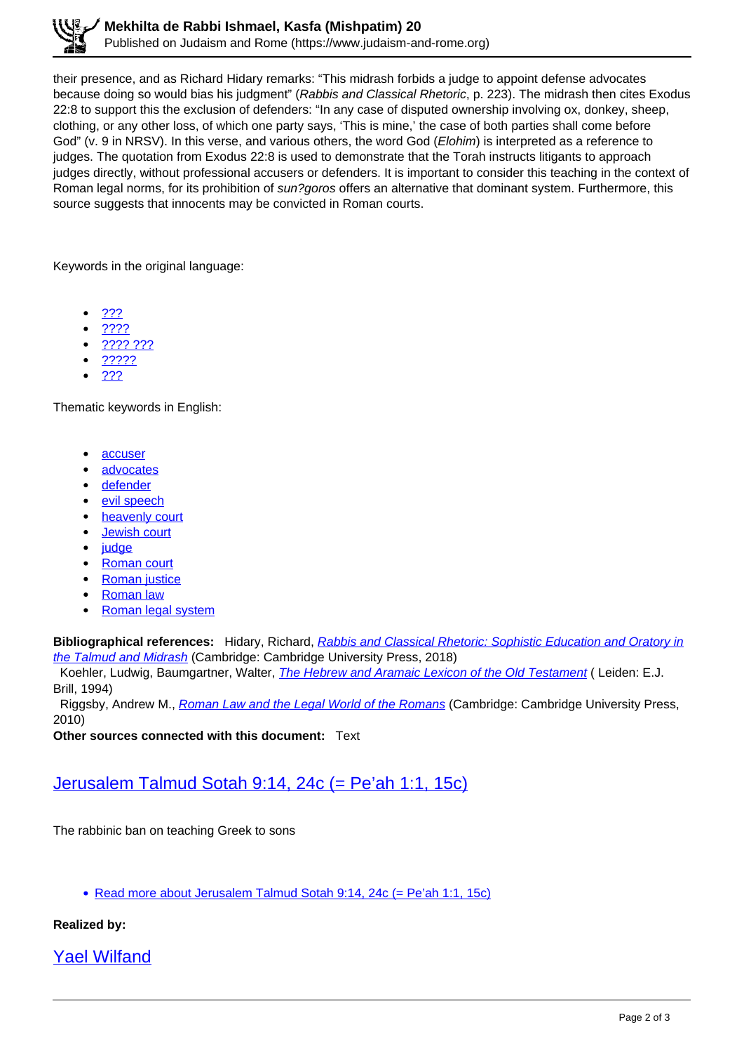their presence, and as Richard Hidary remarks: "This midrash forbids a judge to appoint defense advocates because doing so would bias his judgment" (*Rabbis and Classical Rhetoric*, p. 223). The midrash then cites Exodus 22:8 to support this the exclusion of defenders: "In any case of disputed ownership involving ox, donkey, sheep, clothing, or any other loss, of which one party says, 'This is mine,' the case of both parties shall come before God" (v. 9 in NRSV). In this verse, and various others, the word God (*Elohim*) is interpreted as a reference to judges. The quotation from Exodus 22:8 is used to demonstrate that the Torah instructs litigants to approach judges directly, without professional accusers or defenders. It is important to consider this teaching in the context of Roman legal norms, for its prohibition of *sun?goros* offers an alternative that dominant system. Furthermore, this source suggests that innocents may be convicted in Roman courts.

Keywords in the original language:

- ???
- ????
- ???? ???
- ?????
- ???

Thematic keywords in English:

- accuser
- advocates
- defender
- evil speech
- heavenly court
- Jewish court
- judge
- Roman court
- Roman justice
- Roman law
- Roman legal system

**Bibliographical references:** Hidary, Richard, *Rabbis and Classical Rhetoric: Sophistic Education and Oratory in the Talmud and Midrash* (Cambridge: Cambridge University Press, 2018)
Koehler, Ludwig, Baumgartner, Walter, *The Hebrew and Aramaic Lexicon of the Old Testament* ( Leiden: E.J. Brill, 1994)
Riggsby, Andrew M., *Roman Law and the Legal World of the Romans* (Cambridge: Cambridge University Press, 2010)
**Other sources connected with this document:** Text

## Jerusalem Talmud Sotah 9:14, 24c (= Pe'ah 1:1, 15c)

The rabbinic ban on teaching Greek to sons

- Read more about Jerusalem Talmud Sotah 9:14, 24c (= Pe'ah 1:1, 15c)

**Realized by:**

## Yael Wilfand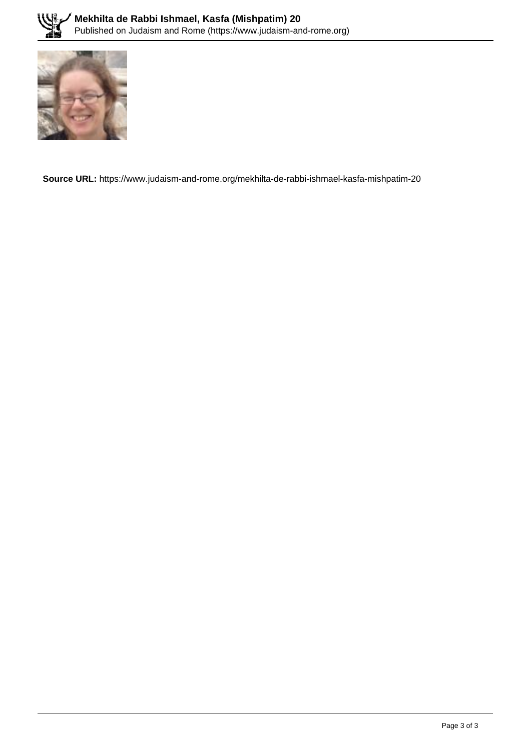**Source URL:** https://www.judaism-and-rome.org/mekhilta-de-rabbi-ishmael-kasfa-mishpatim-20